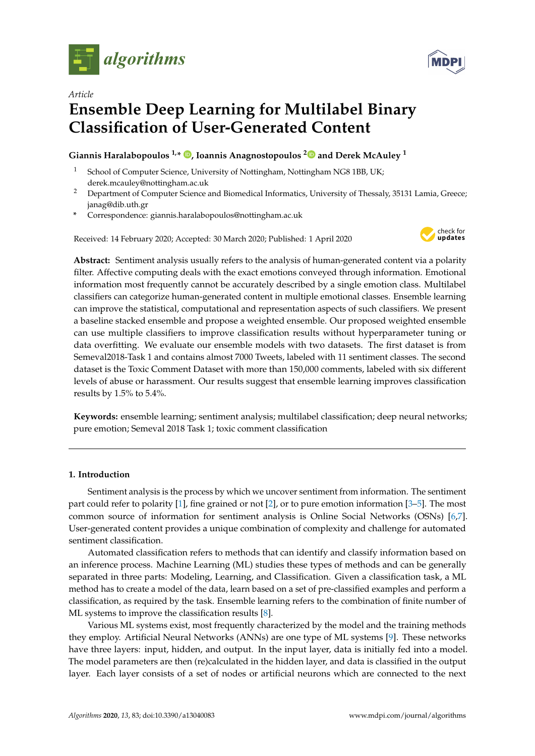*Article*

# Ensemble Deep Learning for Multilabel Binary Classification of User-Generated Content

**Giannis Haralabopoulos [1,*], Ioannis Anagnostopoulos [2] and Derek McAuley [1]**

[1] School of Computer Science, University of Nottingham, Nottingham NG8 1BB, UK; derek.mcauley@nottingham.ac.uk

[2] Department of Computer Science and Biomedical Informatics, University of Thessaly, 35131 Lamia, Greece; janag@dib.uth.gr

* Correspondence: giannis.haralabopoulos@nottingham.ac.uk

Received: 14 February 2020; Accepted: 30 March 2020; Published: 1 April 2020

**Abstract:** Sentiment analysis usually refers to the analysis of human-generated content via a polarity filter. Affective computing deals with the exact emotions conveyed through information. Emotional information most frequently cannot be accurately described by a single emotion class. Multilabel classifiers can categorize human-generated content in multiple emotional classes. Ensemble learning can improve the statistical, computational and representation aspects of such classifiers. We present a baseline stacked ensemble and propose a weighted ensemble. Our proposed weighted ensemble can use multiple classifiers to improve classification results without hyperparameter tuning or data overfitting. We evaluate our ensemble models with two datasets. The first dataset is from Semeval2018-Task 1 and contains almost 7000 Tweets, labeled with 11 sentiment classes. The second dataset is the Toxic Comment Dataset with more than 150,000 comments, labeled with six different levels of abuse or harassment. Our results suggest that ensemble learning improves classification results by 1.5% to 5.4%.

**Keywords:** ensemble learning; sentiment analysis; multilabel classification; deep neural networks; pure emotion; Semeval 2018 Task 1; toxic comment classification

## 1. Introduction

Sentiment analysis is the process by which we uncover sentiment from information. The sentiment part could refer to polarity [1], fine grained or not [2], or to pure emotion information [3–5]. The most common source of information for sentiment analysis is Online Social Networks (OSNs) [6,7]. User-generated content provides a unique combination of complexity and challenge for automated sentiment classification.

Automated classification refers to methods that can identify and classify information based on an inference process. Machine Learning (ML) studies these types of methods and can be generally separated in three parts: Modeling, Learning, and Classification. Given a classification task, a ML method has to create a model of the data, learn based on a set of pre-classified examples and perform a classification, as required by the task. Ensemble learning refers to the combination of finite number of ML systems to improve the classification results [8].

Various ML systems exist, most frequently characterized by the model and the training methods they employ. Artificial Neural Networks (ANNs) are one type of ML systems [9]. These networks have three layers: input, hidden, and output. In the input layer, data is initially fed into a model. The model parameters are then (re)calculated in the hidden layer, and data is classified in the output layer. Each layer consists of a set of nodes or artificial neurons which are connected to the next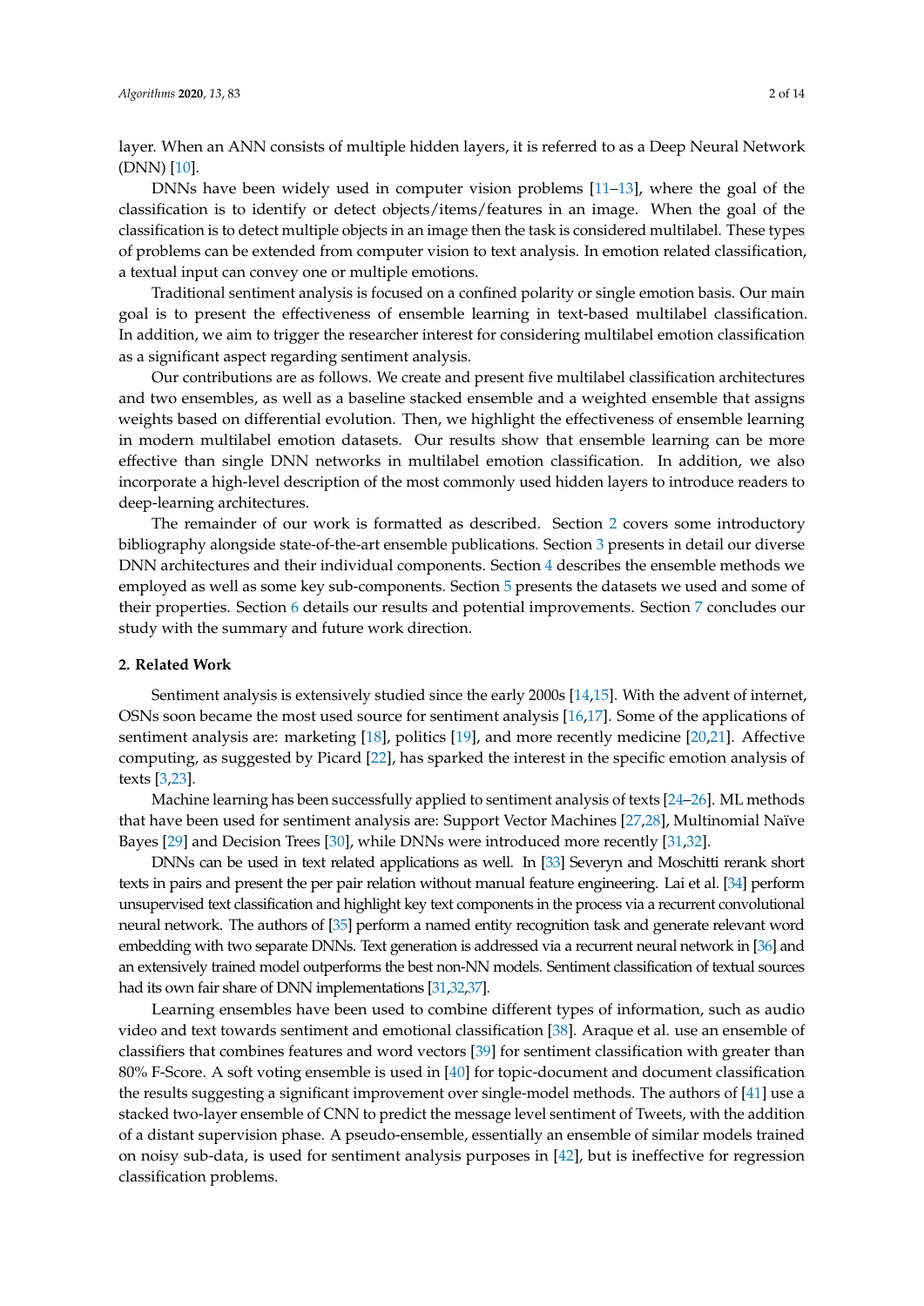layer. When an ANN consists of multiple hidden layers, it is referred to as a Deep Neural Network (DNN) [10].

DNNs have been widely used in computer vision problems [11–13], where the goal of the classification is to identify or detect objects/items/features in an image. When the goal of the classification is to detect multiple objects in an image then the task is considered multilabel. These types of problems can be extended from computer vision to text analysis. In emotion related classification, a textual input can convey one or multiple emotions.

Traditional sentiment analysis is focused on a confined polarity or single emotion basis. Our main goal is to present the effectiveness of ensemble learning in text-based multilabel classification. In addition, we aim to trigger the researcher interest for considering multilabel emotion classification as a significant aspect regarding sentiment analysis.

Our contributions are as follows. We create and present five multilabel classification architectures and two ensembles, as well as a baseline stacked ensemble and a weighted ensemble that assigns weights based on differential evolution. Then, we highlight the effectiveness of ensemble learning in modern multilabel emotion datasets. Our results show that ensemble learning can be more effective than single DNN networks in multilabel emotion classification. In addition, we also incorporate a high-level description of the most commonly used hidden layers to introduce readers to deep-learning architectures.

The remainder of our work is formatted as described. Section 2 covers some introductory bibliography alongside state-of-the-art ensemble publications. Section 3 presents in detail our diverse DNN architectures and their individual components. Section 4 describes the ensemble methods we employed as well as some key sub-components. Section 5 presents the datasets we used and some of their properties. Section 6 details our results and potential improvements. Section 7 concludes our study with the summary and future work direction.

## 2. Related Work

Sentiment analysis is extensively studied since the early 2000s [14,15]. With the advent of internet, OSNs soon became the most used source for sentiment analysis [16,17]. Some of the applications of sentiment analysis are: marketing [18], politics [19], and more recently medicine [20,21]. Affective computing, as suggested by Picard [22], has sparked the interest in the specific emotion analysis of texts [3,23].

Machine learning has been successfully applied to sentiment analysis of texts [24–26]. ML methods that have been used for sentiment analysis are: Support Vector Machines [27,28], Multinomial Naïve Bayes [29] and Decision Trees [30], while DNNs were introduced more recently [31,32].

DNNs can be used in text related applications as well. In [33] Severyn and Moschitti rerank short texts in pairs and present the per pair relation without manual feature engineering. Lai et al. [34] perform unsupervised text classification and highlight key text components in the process via a recurrent convolutional neural network. The authors of [35] perform a named entity recognition task and generate relevant word embedding with two separate DNNs. Text generation is addressed via a recurrent neural network in [36] and an extensively trained model outperforms the best non-NN models. Sentiment classification of textual sources had its own fair share of DNN implementations [31,32,37].

Learning ensembles have been used to combine different types of information, such as audio video and text towards sentiment and emotional classification [38]. Araque et al. use an ensemble of classifiers that combines features and word vectors [39] for sentiment classification with greater than 80% F-Score. A soft voting ensemble is used in [40] for topic-document and document classification the results suggesting a significant improvement over single-model methods. The authors of [41] use a stacked two-layer ensemble of CNN to predict the message level sentiment of Tweets, with the addition of a distant supervision phase. A pseudo-ensemble, essentially an ensemble of similar models trained on noisy sub-data, is used for sentiment analysis purposes in [42], but is ineffective for regression classification problems.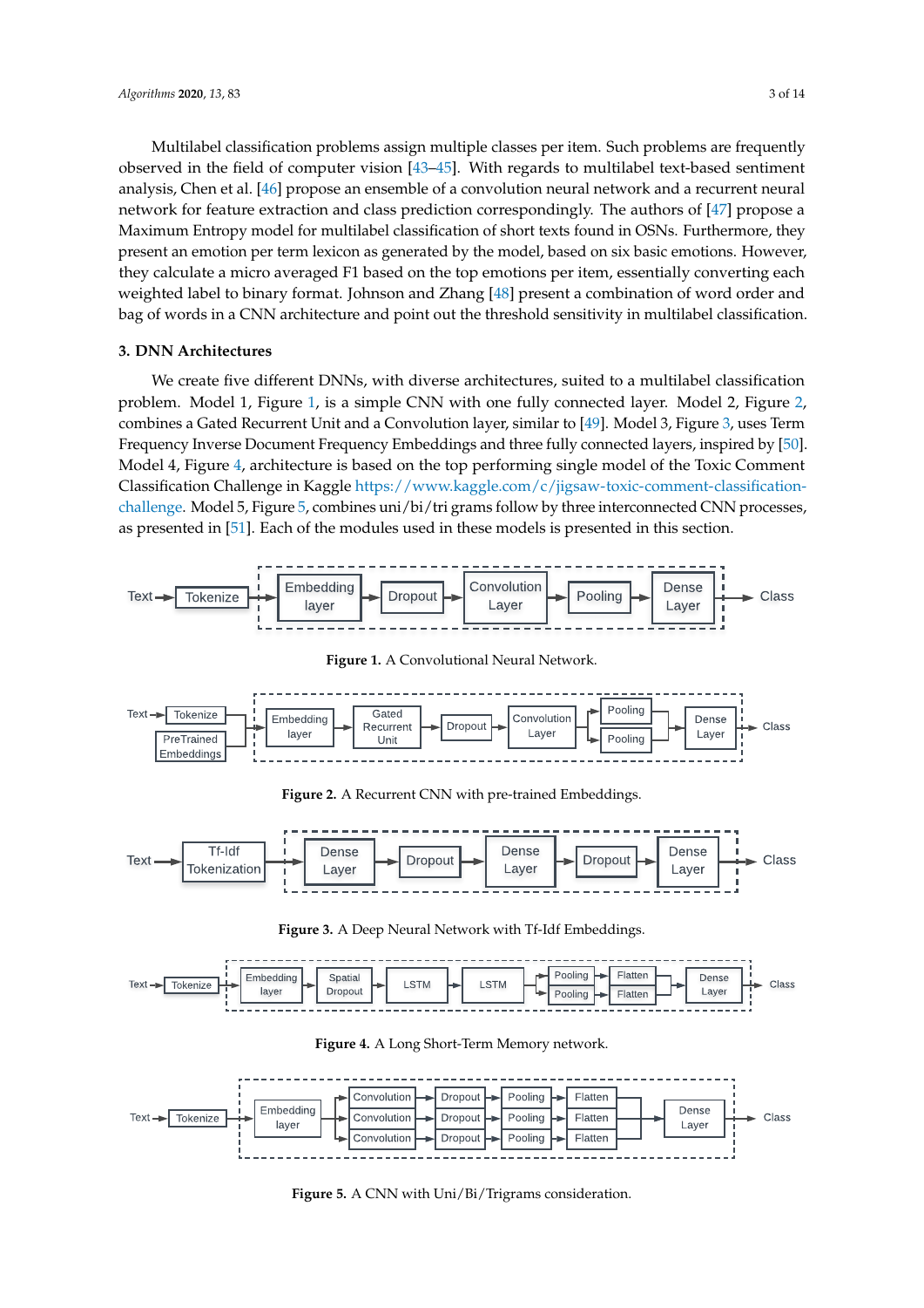Multilabel classification problems assign multiple classes per item. Such problems are frequently observed in the field of computer vision [43–45]. With regards to multilabel text-based sentiment analysis, Chen et al. [46] propose an ensemble of a convolution neural network and a recurrent neural network for feature extraction and class prediction correspondingly. The authors of [47] propose a Maximum Entropy model for multilabel classification of short texts found in OSNs. Furthermore, they present an emotion per term lexicon as generated by the model, based on six basic emotions. However, they calculate a micro averaged F1 based on the top emotions per item, essentially converting each weighted label to binary format. Johnson and Zhang [48] present a combination of word order and bag of words in a CNN architecture and point out the threshold sensitivity in multilabel classification.

## 3. DNN Architectures

We create five different DNNs, with diverse architectures, suited to a multilabel classification problem. Model 1, Figure 1, is a simple CNN with one fully connected layer. Model 2, Figure 2, combines a Gated Recurrent Unit and a Convolution layer, similar to [49]. Model 3, Figure 3, uses Term Frequency Inverse Document Frequency Embeddings and three fully connected layers, inspired by [50]. Model 4, Figure 4, architecture is based on the top performing single model of the Toxic Comment Classification Challenge in Kaggle https://www.kaggle.com/c/jigsaw-toxic-comment-classification-challenge. Model 5, Figure 5, combines uni/bi/tri grams follow by three interconnected CNN processes, as presented in [51]. Each of the modules used in these models is presented in this section.

Text → Tokenize → Embedding layer → Dropout → Convolution Layer → Pooling → Dense Layer → Class

**Figure 1.** A Convolutional Neural Network.

Text → Tokenize; PreTrained Embeddings → Embedding layer → Gated Recurrent Unit → Dropout → Convolution Layer → Pooling / Pooling → Dense Layer → Class

**Figure 2.** A Recurrent CNN with pre-trained Embeddings.

Text → Tf-Idf Tokenization → Dense Layer → Dropout → Dense Layer → Dropout → Dense Layer → Class

**Figure 3.** A Deep Neural Network with Tf-Idf Embeddings.

Text → Tokenize → Embedding layer → Spatial Dropout → LSTM → LSTM → Pooling → Flatten / Pooling → Flatten → Dense Layer → Class

**Figure 4.** A Long Short-Term Memory network.

Text → Tokenize → Embedding layer → Convolution → Dropout → Pooling → Flatten (×3) → Dense Layer → Class

**Figure 5.** A CNN with Uni/Bi/Trigrams consideration.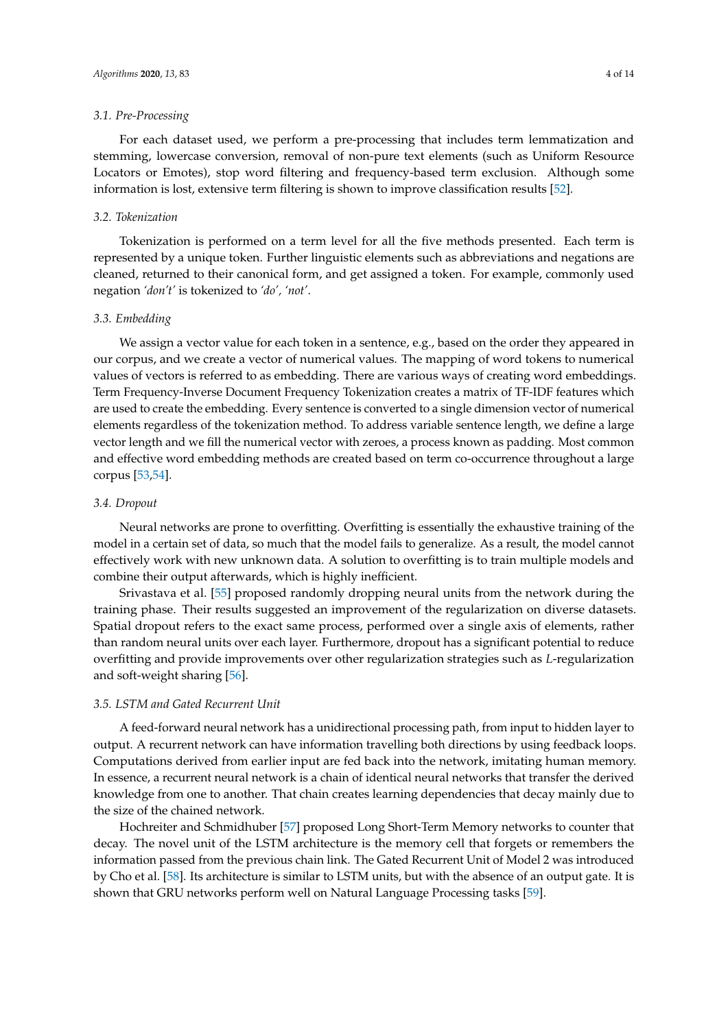### 3.1. Pre-Processing

For each dataset used, we perform a pre-processing that includes term lemmatization and stemming, lowercase conversion, removal of non-pure text elements (such as Uniform Resource Locators or Emotes), stop word filtering and frequency-based term exclusion. Although some information is lost, extensive term filtering is shown to improve classification results [52].

### 3.2. Tokenization

Tokenization is performed on a term level for all the five methods presented. Each term is represented by a unique token. Further linguistic elements such as abbreviations and negations are cleaned, returned to their canonical form, and get assigned a token. For example, commonly used negation *'don't'* is tokenized to *'do', 'not'*.

### 3.3. Embedding

We assign a vector value for each token in a sentence, e.g., based on the order they appeared in our corpus, and we create a vector of numerical values. The mapping of word tokens to numerical values of vectors is referred to as embedding. There are various ways of creating word embeddings. Term Frequency-Inverse Document Frequency Tokenization creates a matrix of TF-IDF features which are used to create the embedding. Every sentence is converted to a single dimension vector of numerical elements regardless of the tokenization method. To address variable sentence length, we define a large vector length and we fill the numerical vector with zeroes, a process known as padding. Most common and effective word embedding methods are created based on term co-occurrence throughout a large corpus [53,54].

### 3.4. Dropout

Neural networks are prone to overfitting. Overfitting is essentially the exhaustive training of the model in a certain set of data, so much that the model fails to generalize. As a result, the model cannot effectively work with new unknown data. A solution to overfitting is to train multiple models and combine their output afterwards, which is highly inefficient.

Srivastava et al. [55] proposed randomly dropping neural units from the network during the training phase. Their results suggested an improvement of the regularization on diverse datasets. Spatial dropout refers to the exact same process, performed over a single axis of elements, rather than random neural units over each layer. Furthermore, dropout has a significant potential to reduce overfitting and provide improvements over other regularization strategies such as $L$-regularization and soft-weight sharing [56].

### 3.5. LSTM and Gated Recurrent Unit

A feed-forward neural network has a unidirectional processing path, from input to hidden layer to output. A recurrent network can have information travelling both directions by using feedback loops. Computations derived from earlier input are fed back into the network, imitating human memory. In essence, a recurrent neural network is a chain of identical neural networks that transfer the derived knowledge from one to another. That chain creates learning dependencies that decay mainly due to the size of the chained network.

Hochreiter and Schmidhuber [57] proposed Long Short-Term Memory networks to counter that decay. The novel unit of the LSTM architecture is the memory cell that forgets or remembers the information passed from the previous chain link. The Gated Recurrent Unit of Model 2 was introduced by Cho et al. [58]. Its architecture is similar to LSTM units, but with the absence of an output gate. It is shown that GRU networks perform well on Natural Language Processing tasks [59].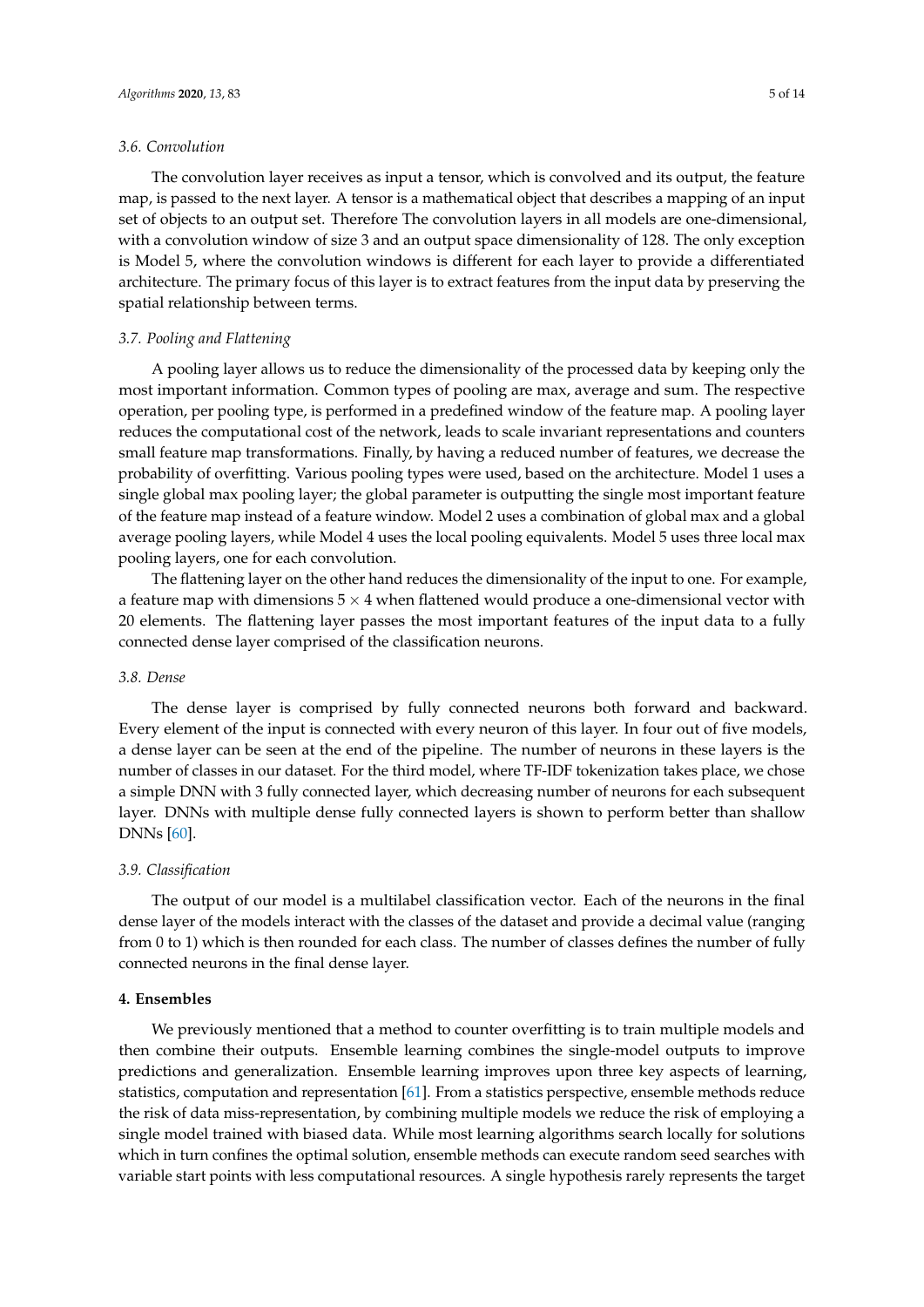### 3.6. Convolution

The convolution layer receives as input a tensor, which is convolved and its output, the feature map, is passed to the next layer. A tensor is a mathematical object that describes a mapping of an input set of objects to an output set. Therefore The convolution layers in all models are one-dimensional, with a convolution window of size 3 and an output space dimensionality of 128. The only exception is Model 5, where the convolution windows is different for each layer to provide a differentiated architecture. The primary focus of this layer is to extract features from the input data by preserving the spatial relationship between terms.

### 3.7. Pooling and Flattening

A pooling layer allows us to reduce the dimensionality of the processed data by keeping only the most important information. Common types of pooling are max, average and sum. The respective operation, per pooling type, is performed in a predefined window of the feature map. A pooling layer reduces the computational cost of the network, leads to scale invariant representations and counters small feature map transformations. Finally, by having a reduced number of features, we decrease the probability of overfitting. Various pooling types were used, based on the architecture. Model 1 uses a single global max pooling layer; the global parameter is outputting the single most important feature of the feature map instead of a feature window. Model 2 uses a combination of global max and a global average pooling layers, while Model 4 uses the local pooling equivalents. Model 5 uses three local max pooling layers, one for each convolution.

The flattening layer on the other hand reduces the dimensionality of the input to one. For example, a feature map with dimensions $5 \times 4$ when flattened would produce a one-dimensional vector with 20 elements. The flattening layer passes the most important features of the input data to a fully connected dense layer comprised of the classification neurons.

### 3.8. Dense

The dense layer is comprised by fully connected neurons both forward and backward. Every element of the input is connected with every neuron of this layer. In four out of five models, a dense layer can be seen at the end of the pipeline. The number of neurons in these layers is the number of classes in our dataset. For the third model, where TF-IDF tokenization takes place, we chose a simple DNN with 3 fully connected layer, which decreasing number of neurons for each subsequent layer. DNNs with multiple dense fully connected layers is shown to perform better than shallow DNNs [60].

### 3.9. Classification

The output of our model is a multilabel classification vector. Each of the neurons in the final dense layer of the models interact with the classes of the dataset and provide a decimal value (ranging from 0 to 1) which is then rounded for each class. The number of classes defines the number of fully connected neurons in the final dense layer.

## 4. Ensembles

We previously mentioned that a method to counter overfitting is to train multiple models and then combine their outputs. Ensemble learning combines the single-model outputs to improve predictions and generalization. Ensemble learning improves upon three key aspects of learning, statistics, computation and representation [61]. From a statistics perspective, ensemble methods reduce the risk of data miss-representation, by combining multiple models we reduce the risk of employing a single model trained with biased data. While most learning algorithms search locally for solutions which in turn confines the optimal solution, ensemble methods can execute random seed searches with variable start points with less computational resources. A single hypothesis rarely represents the target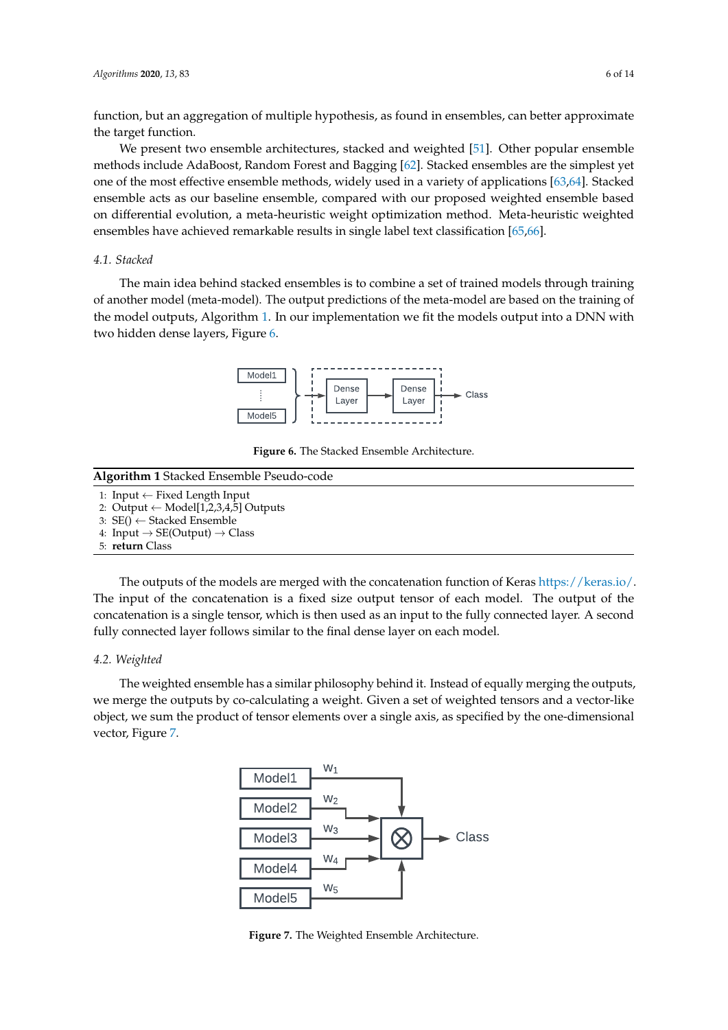function, but an aggregation of multiple hypothesis, as found in ensembles, can better approximate the target function.

We present two ensemble architectures, stacked and weighted [51]. Other popular ensemble methods include AdaBoost, Random Forest and Bagging [62]. Stacked ensembles are the simplest yet one of the most effective ensemble methods, widely used in a variety of applications [63,64]. Stacked ensemble acts as our baseline ensemble, compared with our proposed weighted ensemble based on differential evolution, a meta-heuristic weight optimization method. Meta-heuristic weighted ensembles have achieved remarkable results in single label text classification [65,66].

### 4.1. Stacked

The main idea behind stacked ensembles is to combine a set of trained models through training of another model (meta-model). The output predictions of the meta-model are based on the training of the model outputs, Algorithm 1. In our implementation we fit the models output into a DNN with two hidden dense layers, Figure 6.

**Figure 6.** The Stacked Ensemble Architecture.

**Algorithm 1** Stacked Ensemble Pseudo-code

1: Input ← Fixed Length Input
2: Output ← Model[1,2,3,4,5] Outputs
3: SE() ← Stacked Ensemble
4: Input → SE(Output) → Class
5: **return** Class

The outputs of the models are merged with the concatenation function of Keras https://keras.io/. The input of the concatenation is a fixed size output tensor of each model. The output of the concatenation is a single tensor, which is then used as an input to the fully connected layer. A second fully connected layer follows similar to the final dense layer on each model.

### 4.2. Weighted

The weighted ensemble has a similar philosophy behind it. Instead of equally merging the outputs, we merge the outputs by co-calculating a weight. Given a set of weighted tensors and a vector-like object, we sum the product of tensor elements over a single axis, as specified by the one-dimensional vector, Figure 7.

**Figure 7.** The Weighted Ensemble Architecture.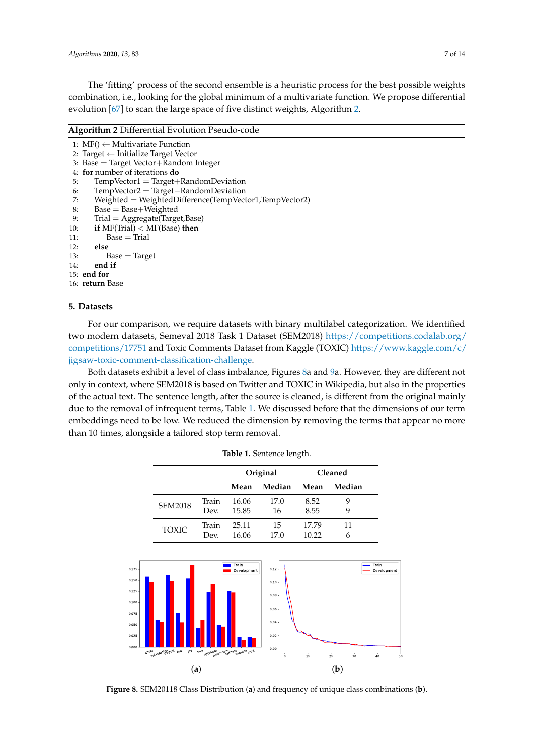The 'fitting' process of the second ensemble is a heuristic process for the best possible weights combination, i.e., looking for the global minimum of a multivariate function. We propose differential evolution [67] to scan the large space of five distinct weights, Algorithm 2.

**Algorithm 2** Differential Evolution Pseudo-code

```
1: MF() ← Multivariate Function
2: Target ← Initialize Target Vector
3: Base = Target Vector+Random Integer
4: for number of iterations do
5:     TempVector1 = Target+RandomDeviation
6:     TempVector2 = Target−RandomDeviation
7:     Weighted = WeightedDifference(TempVector1,TempVector2)
8:     Base = Base+Weighted
9:     Trial = Aggregate(Target,Base)
10:    if MF(Trial) < MF(Base) then
11:        Base = Trial
12:    else
13:        Base = Target
14:    end if
15: end for
16: return Base
```

## 5. Datasets

For our comparison, we require datasets with binary multilabel categorization. We identified two modern datasets, Semeval 2018 Task 1 Dataset (SEM2018) https://competitions.codalab.org/competitions/17751 and Toxic Comments Dataset from Kaggle (TOXIC) https://www.kaggle.com/c/jigsaw-toxic-comment-classification-challenge.

Both datasets exhibit a level of class imbalance, Figures 8a and 9a. However, they are different not only in context, where SEM2018 is based on Twitter and TOXIC in Wikipedia, but also in the properties of the actual text. The sentence length, after the source is cleaned, is different from the original mainly due to the removal of infrequent terms, Table 1. We discussed before that the dimensions of our term embeddings need to be low. We reduced the dimension by removing the terms that appear no more than 10 times, alongside a tailored stop term removal.

**Table 1.** Sentence length.

| | | Original | | Cleaned | |
|---|---|---|---|---|---|
| | | **Mean** | **Median** | **Mean** | **Median** |
| SEM2018 | Train | 16.06 | 17.0 | 8.52 | 9 |
| | Dev. | 15.85 | 16 | 8.55 | 9 |
| TOXIC | Train | 25.11 | 15 | 17.79 | 11 |
| | Dev. | 16.06 | 17.0 | 10.22 | 6 |

**Figure 8.** SEM20118 Class Distribution (**a**) and frequency of unique class combinations (**b**).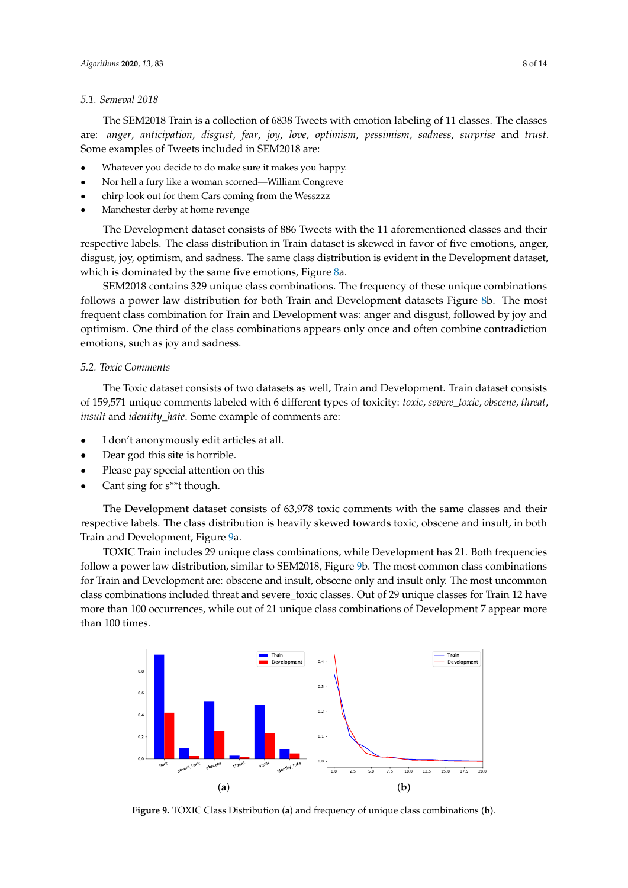### 5.1. Semeval 2018

The SEM2018 Train is a collection of 6838 Tweets with emotion labeling of 11 classes. The classes are: *anger*, *anticipation*, *disgust*, *fear*, *joy*, *love*, *optimism*, *pessimism*, *sadness*, *surprise* and *trust*. Some examples of Tweets included in SEM2018 are:

- Whatever you decide to do make sure it makes you happy.
- Nor hell a fury like a woman scorned—William Congreve
- chirp look out for them Cars coming from the Wesszzz
- Manchester derby at home revenge

The Development dataset consists of 886 Tweets with the 11 aforementioned classes and their respective labels. The class distribution in Train dataset is skewed in favor of five emotions, anger, disgust, joy, optimism, and sadness. The same class distribution is evident in the Development dataset, which is dominated by the same five emotions, Figure 8a.

SEM2018 contains 329 unique class combinations. The frequency of these unique combinations follows a power law distribution for both Train and Development datasets Figure 8b. The most frequent class combination for Train and Development was: anger and disgust, followed by joy and optimism. One third of the class combinations appears only once and often combine contradiction emotions, such as joy and sadness.

### 5.2. Toxic Comments

The Toxic dataset consists of two datasets as well, Train and Development. Train dataset consists of 159,571 unique comments labeled with 6 different types of toxicity: *toxic*, *severe_toxic*, *obscene*, *threat*, *insult* and *identity_hate*. Some example of comments are:

- I don't anonymously edit articles at all.
- Dear god this site is horrible.
- Please pay special attention on this
- Cant sing for s**t though.

The Development dataset consists of 63,978 toxic comments with the same classes and their respective labels. The class distribution is heavily skewed towards toxic, obscene and insult, in both Train and Development, Figure 9a.

TOXIC Train includes 29 unique class combinations, while Development has 21. Both frequencies follow a power law distribution, similar to SEM2018, Figure 9b. The most common class combinations for Train and Development are: obscene and insult, obscene only and insult only. The most uncommon class combinations included threat and severe_toxic classes. Out of 29 unique classes for Train 12 have more than 100 occurrences, while out of 21 unique class combinations of Development 7 appear more than 100 times.

(a) (b)

**Figure 9.** TOXIC Class Distribution (**a**) and frequency of unique class combinations (**b**).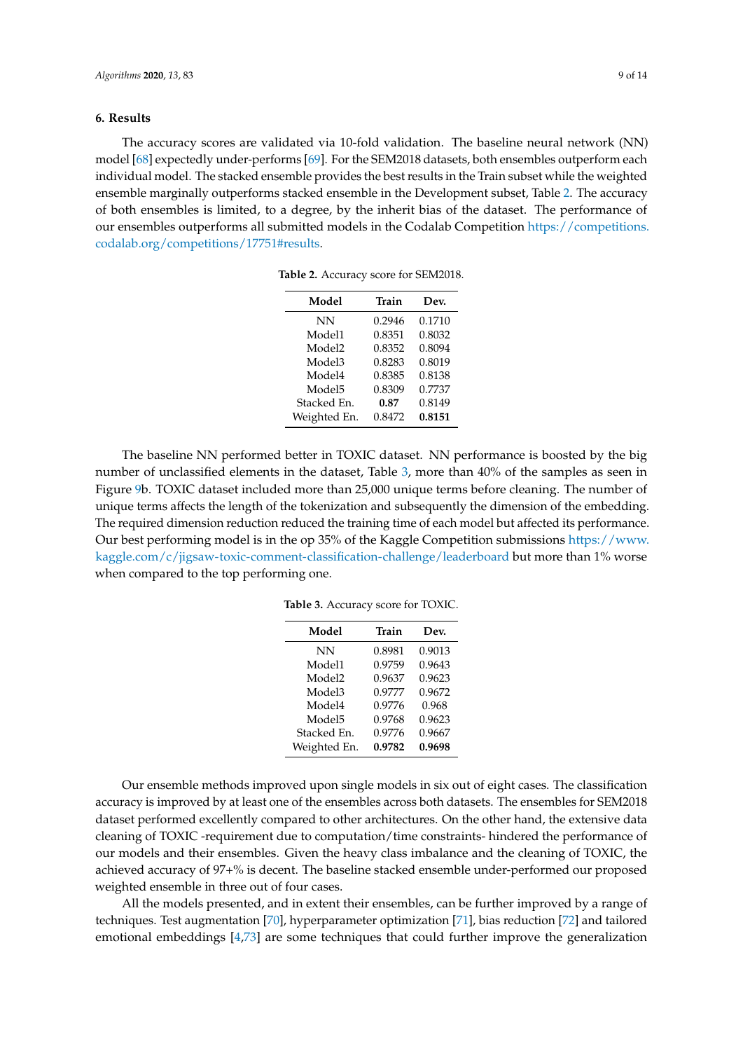## 6. Results

The accuracy scores are validated via 10-fold validation. The baseline neural network (NN) model [68] expectedly under-performs [69]. For the SEM2018 datasets, both ensembles outperform each individual model. The stacked ensemble provides the best results in the Train subset while the weighted ensemble marginally outperforms stacked ensemble in the Development subset, Table 2. The accuracy of both ensembles is limited, to a degree, by the inherit bias of the dataset. The performance of our ensembles outperforms all submitted models in the Codalab Competition https://competitions.codalab.org/competitions/17751#results.

**Table 2.** Accuracy score for SEM2018.

| Model | Train | Dev. |
|---|---|---|
| NN | 0.2946 | 0.1710 |
| Model1 | 0.8351 | 0.8032 |
| Model2 | 0.8352 | 0.8094 |
| Model3 | 0.8283 | 0.8019 |
| Model4 | 0.8385 | 0.8138 |
| Model5 | 0.8309 | 0.7737 |
| Stacked En. | **0.87** | 0.8149 |
| Weighted En. | 0.8472 | **0.8151** |

The baseline NN performed better in TOXIC dataset. NN performance is boosted by the big number of unclassified elements in the dataset, Table 3, more than 40% of the samples as seen in Figure 9b. TOXIC dataset included more than 25,000 unique terms before cleaning. The number of unique terms affects the length of the tokenization and subsequently the dimension of the embedding. The required dimension reduction reduced the training time of each model but affected its performance. Our best performing model is in the op 35% of the Kaggle Competition submissions https://www.kaggle.com/c/jigsaw-toxic-comment-classification-challenge/leaderboard but more than 1% worse when compared to the top performing one.

**Table 3.** Accuracy score for TOXIC.

| Model | Train | Dev. |
|---|---|---|
| NN | 0.8981 | 0.9013 |
| Model1 | 0.9759 | 0.9643 |
| Model2 | 0.9637 | 0.9623 |
| Model3 | 0.9777 | 0.9672 |
| Model4 | 0.9776 | 0.968 |
| Model5 | 0.9768 | 0.9623 |
| Stacked En. | 0.9776 | 0.9667 |
| Weighted En. | **0.9782** | **0.9698** |

Our ensemble methods improved upon single models in six out of eight cases. The classification accuracy is improved by at least one of the ensembles across both datasets. The ensembles for SEM2018 dataset performed excellently compared to other architectures. On the other hand, the extensive data cleaning of TOXIC -requirement due to computation/time constraints- hindered the performance of our models and their ensembles. Given the heavy class imbalance and the cleaning of TOXIC, the achieved accuracy of 97+% is decent. The baseline stacked ensemble under-performed our proposed weighted ensemble in three out of four cases.

All the models presented, and in extent their ensembles, can be further improved by a range of techniques. Test augmentation [70], hyperparameter optimization [71], bias reduction [72] and tailored emotional embeddings [4,73] are some techniques that could further improve the generalization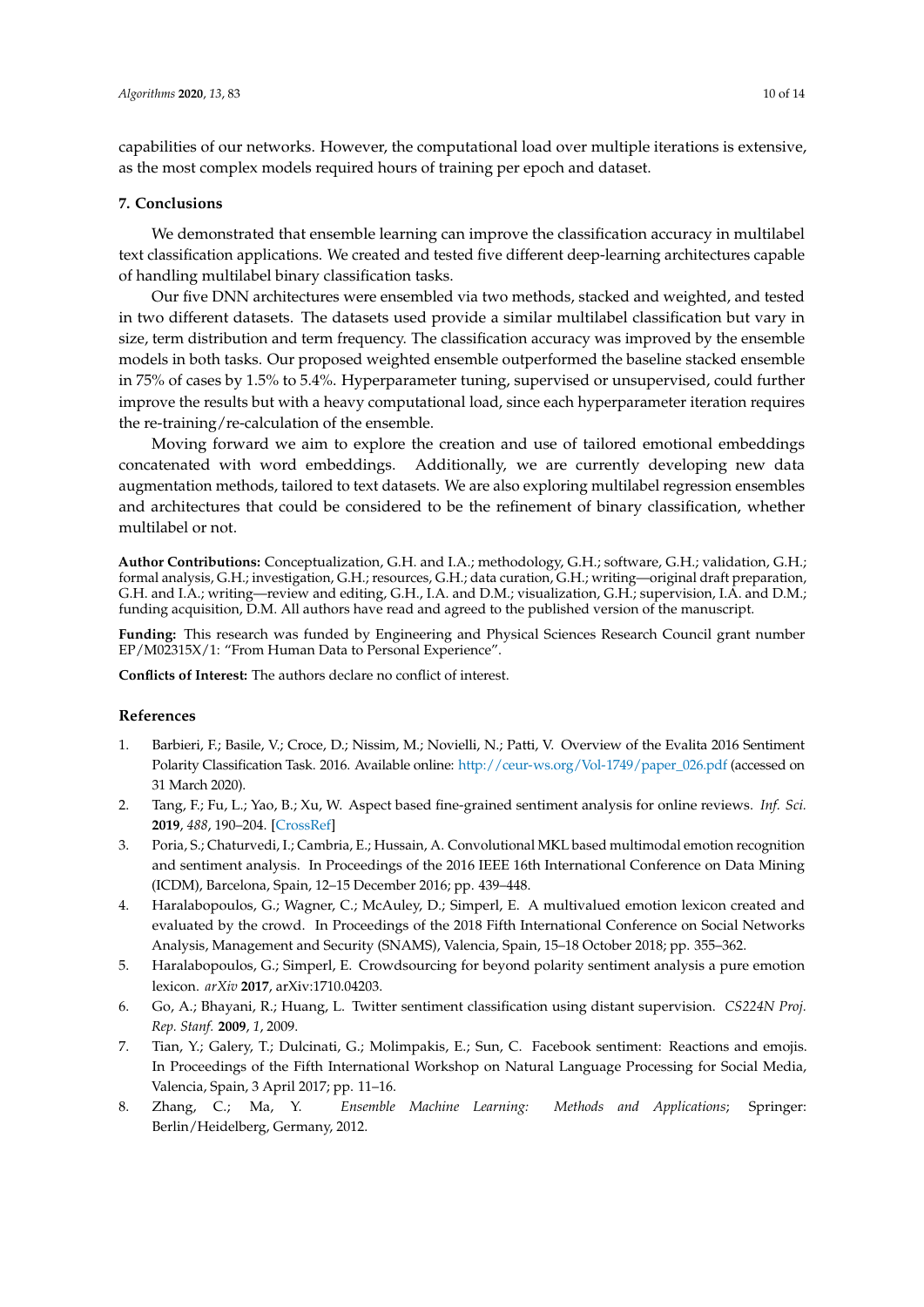capabilities of our networks. However, the computational load over multiple iterations is extensive, as the most complex models required hours of training per epoch and dataset.

## 7. Conclusions

We demonstrated that ensemble learning can improve the classification accuracy in multilabel text classification applications. We created and tested five different deep-learning architectures capable of handling multilabel binary classification tasks.

Our five DNN architectures were ensembled via two methods, stacked and weighted, and tested in two different datasets. The datasets used provide a similar multilabel classification but vary in size, term distribution and term frequency. The classification accuracy was improved by the ensemble models in both tasks. Our proposed weighted ensemble outperformed the baseline stacked ensemble in 75% of cases by 1.5% to 5.4%. Hyperparameter tuning, supervised or unsupervised, could further improve the results but with a heavy computational load, since each hyperparameter iteration requires the re-training/re-calculation of the ensemble.

Moving forward we aim to explore the creation and use of tailored emotional embeddings concatenated with word embeddings. Additionally, we are currently developing new data augmentation methods, tailored to text datasets. We are also exploring multilabel regression ensembles and architectures that could be considered to be the refinement of binary classification, whether multilabel or not.

**Author Contributions:** Conceptualization, G.H. and I.A.; methodology, G.H.; software, G.H.; validation, G.H.; formal analysis, G.H.; investigation, G.H.; resources, G.H.; data curation, G.H.; writing—original draft preparation, G.H. and I.A.; writing—review and editing, G.H., I.A. and D.M.; visualization, G.H.; supervision, I.A. and D.M.; funding acquisition, D.M. All authors have read and agreed to the published version of the manuscript.

**Funding:** This research was funded by Engineering and Physical Sciences Research Council grant number EP/M02315X/1: "From Human Data to Personal Experience".

**Conflicts of Interest:** The authors declare no conflict of interest.

## References

1. Barbieri, F.; Basile, V.; Croce, D.; Nissim, M.; Novielli, N.; Patti, V. Overview of the Evalita 2016 Sentiment Polarity Classification Task. 2016. Available online: http://ceur-ws.org/Vol-1749/paper_026.pdf (accessed on 31 March 2020).
2. Tang, F.; Fu, L.; Yao, B.; Xu, W. Aspect based fine-grained sentiment analysis for online reviews. *Inf. Sci.* **2019**, *488*, 190–204. [CrossRef]
3. Poria, S.; Chaturvedi, I.; Cambria, E.; Hussain, A. Convolutional MKL based multimodal emotion recognition and sentiment analysis. In Proceedings of the 2016 IEEE 16th International Conference on Data Mining (ICDM), Barcelona, Spain, 12–15 December 2016; pp. 439–448.
4. Haralabopoulos, G.; Wagner, C.; McAuley, D.; Simperl, E. A multivalued emotion lexicon created and evaluated by the crowd. In Proceedings of the 2018 Fifth International Conference on Social Networks Analysis, Management and Security (SNAMS), Valencia, Spain, 15–18 October 2018; pp. 355–362.
5. Haralabopoulos, G.; Simperl, E. Crowdsourcing for beyond polarity sentiment analysis a pure emotion lexicon. *arXiv* **2017**, arXiv:1710.04203.
6. Go, A.; Bhayani, R.; Huang, L. Twitter sentiment classification using distant supervision. *CS224N Proj. Rep. Stanf.* **2009**, *1*, 2009.
7. Tian, Y.; Galery, T.; Dulcinati, G.; Molimpakis, E.; Sun, C. Facebook sentiment: Reactions and emojis. In Proceedings of the Fifth International Workshop on Natural Language Processing for Social Media, Valencia, Spain, 3 April 2017; pp. 11–16.
8. Zhang, C.; Ma, Y. *Ensemble Machine Learning: Methods and Applications*; Springer: Berlin/Heidelberg, Germany, 2012.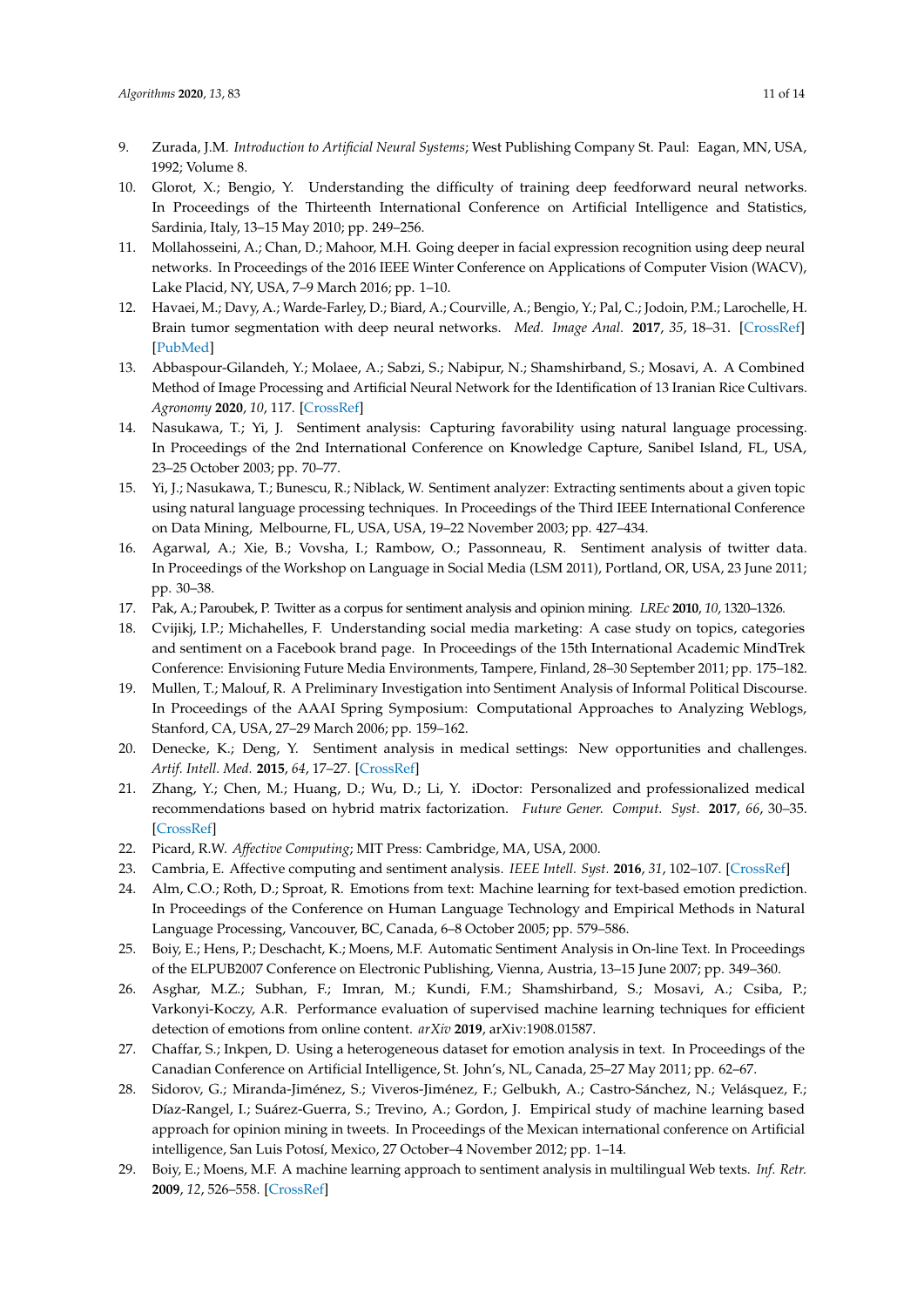9. Zurada, J.M. *Introduction to Artificial Neural Systems*; West Publishing Company St. Paul: Eagan, MN, USA, 1992; Volume 8.
10. Glorot, X.; Bengio, Y. Understanding the difficulty of training deep feedforward neural networks. In Proceedings of the Thirteenth International Conference on Artificial Intelligence and Statistics, Sardinia, Italy, 13–15 May 2010; pp. 249–256.
11. Mollahosseini, A.; Chan, D.; Mahoor, M.H. Going deeper in facial expression recognition using deep neural networks. In Proceedings of the 2016 IEEE Winter Conference on Applications of Computer Vision (WACV), Lake Placid, NY, USA, 7–9 March 2016; pp. 1–10.
12. Havaei, M.; Davy, A.; Warde-Farley, D.; Biard, A.; Courville, A.; Bengio, Y.; Pal, C.; Jodoin, P.M.; Larochelle, H. Brain tumor segmentation with deep neural networks. *Med. Image Anal.* **2017**, *35*, 18–31. [CrossRef] [PubMed]
13. Abbaspour-Gilandeh, Y.; Molaee, A.; Sabzi, S.; Nabipur, N.; Shamshirband, S.; Mosavi, A. A Combined Method of Image Processing and Artificial Neural Network for the Identification of 13 Iranian Rice Cultivars. *Agronomy* **2020**, *10*, 117. [CrossRef]
14. Nasukawa, T.; Yi, J. Sentiment analysis: Capturing favorability using natural language processing. In Proceedings of the 2nd International Conference on Knowledge Capture, Sanibel Island, FL, USA, 23–25 October 2003; pp. 70–77.
15. Yi, J.; Nasukawa, T.; Bunescu, R.; Niblack, W. Sentiment analyzer: Extracting sentiments about a given topic using natural language processing techniques. In Proceedings of the Third IEEE International Conference on Data Mining, Melbourne, FL, USA, USA, 19–22 November 2003; pp. 427–434.
16. Agarwal, A.; Xie, B.; Vovsha, I.; Rambow, O.; Passonneau, R. Sentiment analysis of twitter data. In Proceedings of the Workshop on Language in Social Media (LSM 2011), Portland, OR, USA, 23 June 2011; pp. 30–38.
17. Pak, A.; Paroubek, P. Twitter as a corpus for sentiment analysis and opinion mining. *LREc* **2010**, *10*, 1320–1326.
18. Cvijikj, I.P.; Michahelles, F. Understanding social media marketing: A case study on topics, categories and sentiment on a Facebook brand page. In Proceedings of the 15th International Academic MindTrek Conference: Envisioning Future Media Environments, Tampere, Finland, 28–30 September 2011; pp. 175–182.
19. Mullen, T.; Malouf, R. A Preliminary Investigation into Sentiment Analysis of Informal Political Discourse. In Proceedings of the AAAI Spring Symposium: Computational Approaches to Analyzing Weblogs, Stanford, CA, USA, 27–29 March 2006; pp. 159–162.
20. Denecke, K.; Deng, Y. Sentiment analysis in medical settings: New opportunities and challenges. *Artif. Intell. Med.* **2015**, *64*, 17–27. [CrossRef]
21. Zhang, Y.; Chen, M.; Huang, D.; Wu, D.; Li, Y. iDoctor: Personalized and professionalized medical recommendations based on hybrid matrix factorization. *Future Gener. Comput. Syst.* **2017**, *66*, 30–35. [CrossRef]
22. Picard, R.W. *Affective Computing*; MIT Press: Cambridge, MA, USA, 2000.
23. Cambria, E. Affective computing and sentiment analysis. *IEEE Intell. Syst.* **2016**, *31*, 102–107. [CrossRef]
24. Alm, C.O.; Roth, D.; Sproat, R. Emotions from text: Machine learning for text-based emotion prediction. In Proceedings of the Conference on Human Language Technology and Empirical Methods in Natural Language Processing, Vancouver, BC, Canada, 6–8 October 2005; pp. 579–586.
25. Boiy, E.; Hens, P.; Deschacht, K.; Moens, M.F. Automatic Sentiment Analysis in On-line Text. In Proceedings of the ELPUB2007 Conference on Electronic Publishing, Vienna, Austria, 13–15 June 2007; pp. 349–360.
26. Asghar, M.Z.; Subhan, F.; Imran, M.; Kundi, F.M.; Shamshirband, S.; Mosavi, A.; Csiba, P.; Varkonyi-Koczy, A.R. Performance evaluation of supervised machine learning techniques for efficient detection of emotions from online content. *arXiv* **2019**, arXiv:1908.01587.
27. Chaffar, S.; Inkpen, D. Using a heterogeneous dataset for emotion analysis in text. In Proceedings of the Canadian Conference on Artificial Intelligence, St. John's, NL, Canada, 25–27 May 2011; pp. 62–67.
28. Sidorov, G.; Miranda-Jiménez, S.; Viveros-Jiménez, F.; Gelbukh, A.; Castro-Sánchez, N.; Velásquez, F.; Díaz-Rangel, I.; Suárez-Guerra, S.; Trevino, A.; Gordon, J. Empirical study of machine learning based approach for opinion mining in tweets. In Proceedings of the Mexican international conference on Artificial intelligence, San Luis Potosí, Mexico, 27 October–4 November 2012; pp. 1–14.
29. Boiy, E.; Moens, M.F. A machine learning approach to sentiment analysis in multilingual Web texts. *Inf. Retr.* **2009**, *12*, 526–558. [CrossRef]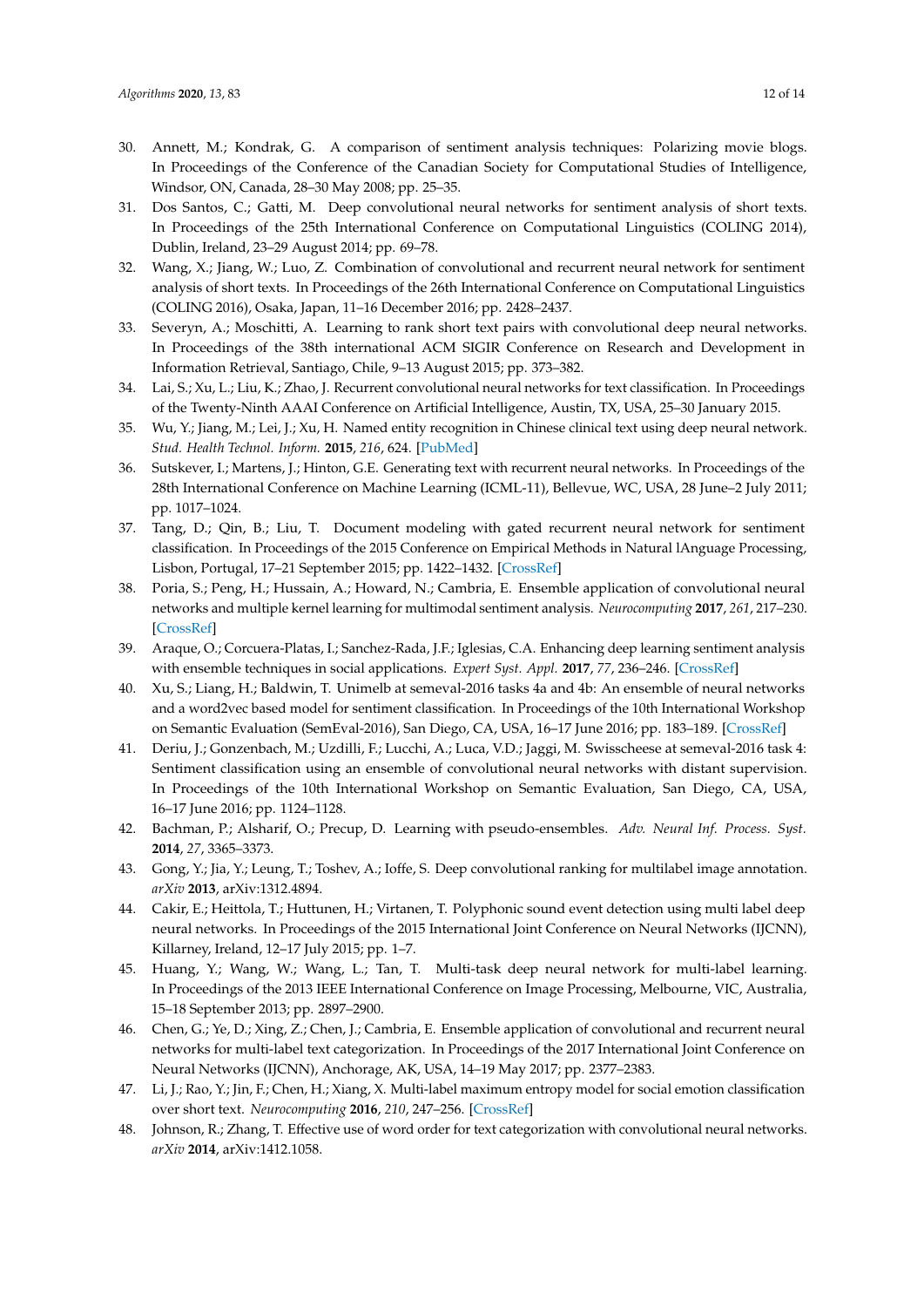30. Annett, M.; Kondrak, G. A comparison of sentiment analysis techniques: Polarizing movie blogs. In Proceedings of the Conference of the Canadian Society for Computational Studies of Intelligence, Windsor, ON, Canada, 28–30 May 2008; pp. 25–35.
31. Dos Santos, C.; Gatti, M. Deep convolutional neural networks for sentiment analysis of short texts. In Proceedings of the 25th International Conference on Computational Linguistics (COLING 2014), Dublin, Ireland, 23–29 August 2014; pp. 69–78.
32. Wang, X.; Jiang, W.; Luo, Z. Combination of convolutional and recurrent neural network for sentiment analysis of short texts. In Proceedings of the 26th International Conference on Computational Linguistics (COLING 2016), Osaka, Japan, 11–16 December 2016; pp. 2428–2437.
33. Severyn, A.; Moschitti, A. Learning to rank short text pairs with convolutional deep neural networks. In Proceedings of the 38th international ACM SIGIR Conference on Research and Development in Information Retrieval, Santiago, Chile, 9–13 August 2015; pp. 373–382.
34. Lai, S.; Xu, L.; Liu, K.; Zhao, J. Recurrent convolutional neural networks for text classification. In Proceedings of the Twenty-Ninth AAAI Conference on Artificial Intelligence, Austin, TX, USA, 25–30 January 2015.
35. Wu, Y.; Jiang, M.; Lei, J.; Xu, H. Named entity recognition in Chinese clinical text using deep neural network. *Stud. Health Technol. Inform.* **2015**, *216*, 624. [PubMed]
36. Sutskever, I.; Martens, J.; Hinton, G.E. Generating text with recurrent neural networks. In Proceedings of the 28th International Conference on Machine Learning (ICML-11), Bellevue, WC, USA, 28 June–2 July 2011; pp. 1017–1024.
37. Tang, D.; Qin, B.; Liu, T. Document modeling with gated recurrent neural network for sentiment classification. In Proceedings of the 2015 Conference on Empirical Methods in Natural lAnguage Processing, Lisbon, Portugal, 17–21 September 2015; pp. 1422–1432. [CrossRef]
38. Poria, S.; Peng, H.; Hussain, A.; Howard, N.; Cambria, E. Ensemble application of convolutional neural networks and multiple kernel learning for multimodal sentiment analysis. *Neurocomputing* **2017**, *261*, 217–230. [CrossRef]
39. Araque, O.; Corcuera-Platas, I.; Sanchez-Rada, J.F.; Iglesias, C.A. Enhancing deep learning sentiment analysis with ensemble techniques in social applications. *Expert Syst. Appl.* **2017**, *77*, 236–246. [CrossRef]
40. Xu, S.; Liang, H.; Baldwin, T. Unimelb at semeval-2016 tasks 4a and 4b: An ensemble of neural networks and a word2vec based model for sentiment classification. In Proceedings of the 10th International Workshop on Semantic Evaluation (SemEval-2016), San Diego, CA, USA, 16–17 June 2016; pp. 183–189. [CrossRef]
41. Deriu, J.; Gonzenbach, M.; Uzdilli, F.; Lucchi, A.; Luca, V.D.; Jaggi, M. Swisscheese at semeval-2016 task 4: Sentiment classification using an ensemble of convolutional neural networks with distant supervision. In Proceedings of the 10th International Workshop on Semantic Evaluation, San Diego, CA, USA, 16–17 June 2016; pp. 1124–1128.
42. Bachman, P.; Alsharif, O.; Precup, D. Learning with pseudo-ensembles. *Adv. Neural Inf. Process. Syst.* **2014**, *27*, 3365–3373.
43. Gong, Y.; Jia, Y.; Leung, T.; Toshev, A.; Ioffe, S. Deep convolutional ranking for multilabel image annotation. *arXiv* **2013**, arXiv:1312.4894.
44. Cakir, E.; Heittola, T.; Huttunen, H.; Virtanen, T. Polyphonic sound event detection using multi label deep neural networks. In Proceedings of the 2015 International Joint Conference on Neural Networks (IJCNN), Killarney, Ireland, 12–17 July 2015; pp. 1–7.
45. Huang, Y.; Wang, W.; Wang, L.; Tan, T. Multi-task deep neural network for multi-label learning. In Proceedings of the 2013 IEEE International Conference on Image Processing, Melbourne, VIC, Australia, 15–18 September 2013; pp. 2897–2900.
46. Chen, G.; Ye, D.; Xing, Z.; Chen, J.; Cambria, E. Ensemble application of convolutional and recurrent neural networks for multi-label text categorization. In Proceedings of the 2017 International Joint Conference on Neural Networks (IJCNN), Anchorage, AK, USA, 14–19 May 2017; pp. 2377–2383.
47. Li, J.; Rao, Y.; Jin, F.; Chen, H.; Xiang, X. Multi-label maximum entropy model for social emotion classification over short text. *Neurocomputing* **2016**, *210*, 247–256. [CrossRef]
48. Johnson, R.; Zhang, T. Effective use of word order for text categorization with convolutional neural networks. *arXiv* **2014**, arXiv:1412.1058.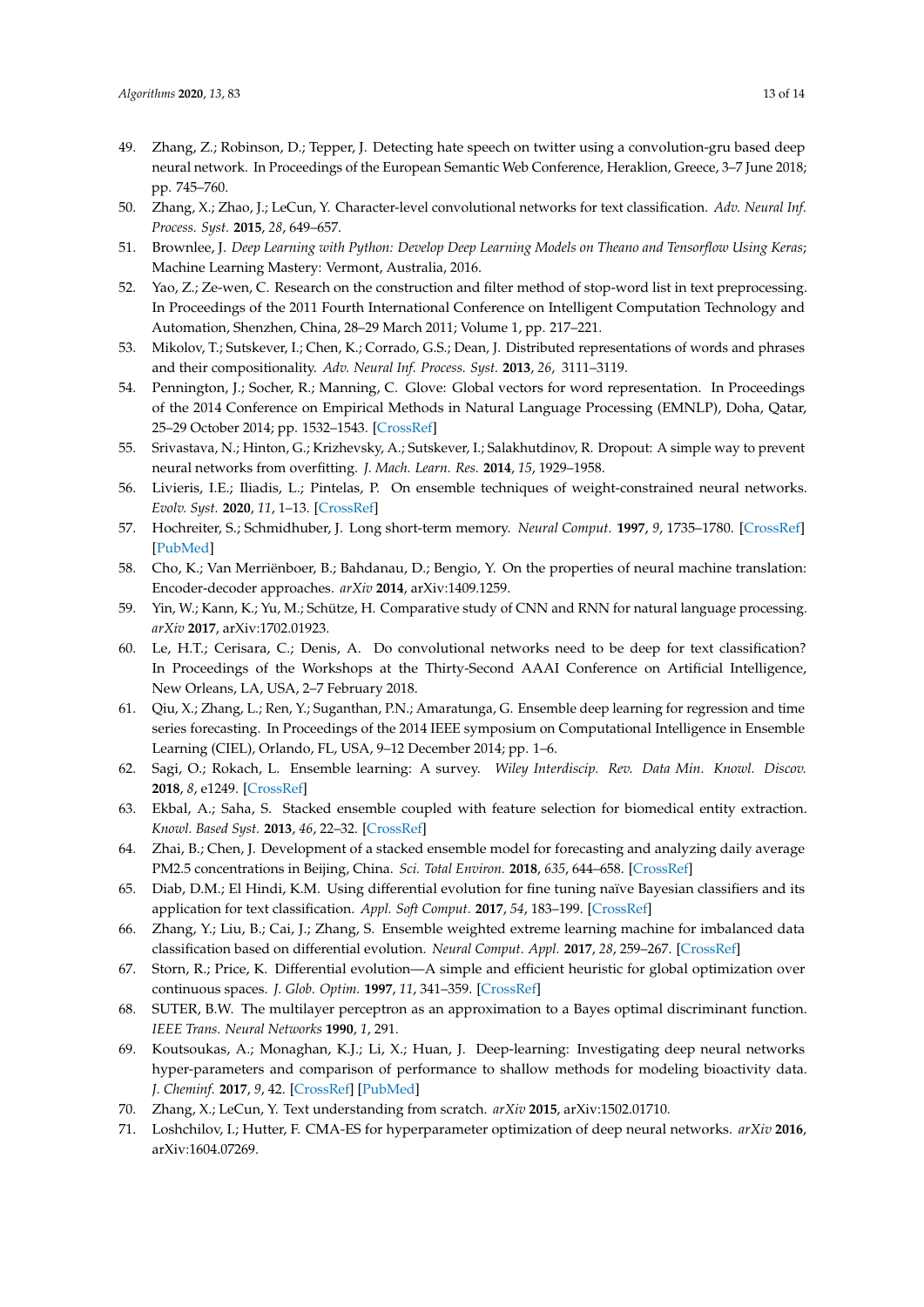49. Zhang, Z.; Robinson, D.; Tepper, J. Detecting hate speech on twitter using a convolution-gru based deep neural network. In Proceedings of the European Semantic Web Conference, Heraklion, Greece, 3–7 June 2018; pp. 745–760.
50. Zhang, X.; Zhao, J.; LeCun, Y. Character-level convolutional networks for text classification. *Adv. Neural Inf. Process. Syst.* **2015**, *28*, 649–657.
51. Brownlee, J. *Deep Learning with Python: Develop Deep Learning Models on Theano and Tensorflow Using Keras*; Machine Learning Mastery: Vermont, Australia, 2016.
52. Yao, Z.; Ze-wen, C. Research on the construction and filter method of stop-word list in text preprocessing. In Proceedings of the 2011 Fourth International Conference on Intelligent Computation Technology and Automation, Shenzhen, China, 28–29 March 2011; Volume 1, pp. 217–221.
53. Mikolov, T.; Sutskever, I.; Chen, K.; Corrado, G.S.; Dean, J. Distributed representations of words and phrases and their compositionality. *Adv. Neural Inf. Process. Syst.* **2013**, *26*, 3111–3119.
54. Pennington, J.; Socher, R.; Manning, C. Glove: Global vectors for word representation. In Proceedings of the 2014 Conference on Empirical Methods in Natural Language Processing (EMNLP), Doha, Qatar, 25–29 October 2014; pp. 1532–1543. [CrossRef]
55. Srivastava, N.; Hinton, G.; Krizhevsky, A.; Sutskever, I.; Salakhutdinov, R. Dropout: A simple way to prevent neural networks from overfitting. *J. Mach. Learn. Res.* **2014**, *15*, 1929–1958.
56. Livieris, I.E.; Iliadis, L.; Pintelas, P. On ensemble techniques of weight-constrained neural networks. *Evolv. Syst.* **2020**, *11*, 1–13. [CrossRef]
57. Hochreiter, S.; Schmidhuber, J. Long short-term memory. *Neural Comput.* **1997**, *9*, 1735–1780. [CrossRef] [PubMed]
58. Cho, K.; Van Merriënboer, B.; Bahdanau, D.; Bengio, Y. On the properties of neural machine translation: Encoder-decoder approaches. *arXiv* **2014**, arXiv:1409.1259.
59. Yin, W.; Kann, K.; Yu, M.; Schütze, H. Comparative study of CNN and RNN for natural language processing. *arXiv* **2017**, arXiv:1702.01923.
60. Le, H.T.; Cerisara, C.; Denis, A. Do convolutional networks need to be deep for text classification? In Proceedings of the Workshops at the Thirty-Second AAAI Conference on Artificial Intelligence, New Orleans, LA, USA, 2–7 February 2018.
61. Qiu, X.; Zhang, L.; Ren, Y.; Suganthan, P.N.; Amaratunga, G. Ensemble deep learning for regression and time series forecasting. In Proceedings of the 2014 IEEE symposium on Computational Intelligence in Ensemble Learning (CIEL), Orlando, FL, USA, 9–12 December 2014; pp. 1–6.
62. Sagi, O.; Rokach, L. Ensemble learning: A survey. *Wiley Interdiscip. Rev. Data Min. Knowl. Discov.* **2018**, *8*, e1249. [CrossRef]
63. Ekbal, A.; Saha, S. Stacked ensemble coupled with feature selection for biomedical entity extraction. *Knowl. Based Syst.* **2013**, *46*, 22–32. [CrossRef]
64. Zhai, B.; Chen, J. Development of a stacked ensemble model for forecasting and analyzing daily average PM2.5 concentrations in Beijing, China. *Sci. Total Environ.* **2018**, *635*, 644–658. [CrossRef]
65. Diab, D.M.; El Hindi, K.M. Using differential evolution for fine tuning naïve Bayesian classifiers and its application for text classification. *Appl. Soft Comput.* **2017**, *54*, 183–199. [CrossRef]
66. Zhang, Y.; Liu, B.; Cai, J.; Zhang, S. Ensemble weighted extreme learning machine for imbalanced data classification based on differential evolution. *Neural Comput. Appl.* **2017**, *28*, 259–267. [CrossRef]
67. Storn, R.; Price, K. Differential evolution—A simple and efficient heuristic for global optimization over continuous spaces. *J. Glob. Optim.* **1997**, *11*, 341–359. [CrossRef]
68. SUTER, B.W. The multilayer perceptron as an approximation to a Bayes optimal discriminant function. *IEEE Trans. Neural Networks* **1990**, *1*, 291.
69. Koutsoukas, A.; Monaghan, K.J.; Li, X.; Huan, J. Deep-learning: Investigating deep neural networks hyper-parameters and comparison of performance to shallow methods for modeling bioactivity data. *J. Cheminf.* **2017**, *9*, 42. [CrossRef] [PubMed]
70. Zhang, X.; LeCun, Y. Text understanding from scratch. *arXiv* **2015**, arXiv:1502.01710.
71. Loshchilov, I.; Hutter, F. CMA-ES for hyperparameter optimization of deep neural networks. *arXiv* **2016**, arXiv:1604.07269.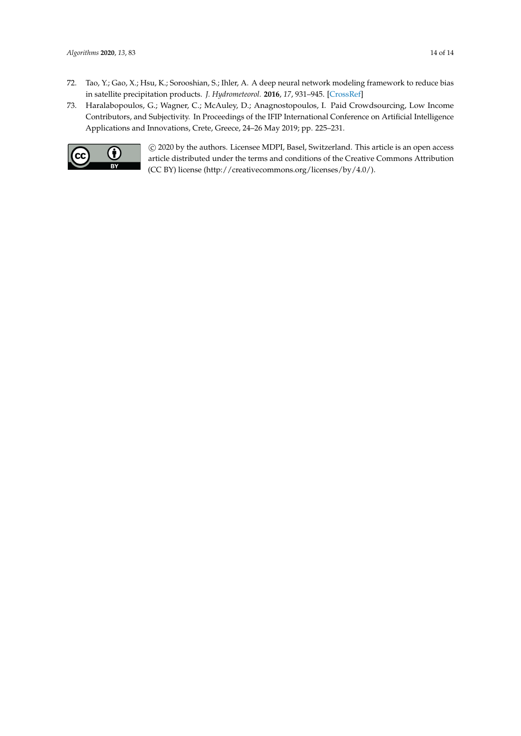72. Tao, Y.; Gao, X.; Hsu, K.; Sorooshian, S.; Ihler, A. A deep neural network modeling framework to reduce bias in satellite precipitation products. *J. Hydrometeorol.* **2016**, *17*, 931–945. [CrossRef]
73. Haralabopoulos, G.; Wagner, C.; McAuley, D.; Anagnostopoulos, I. Paid Crowdsourcing, Low Income Contributors, and Subjectivity. In Proceedings of the IFIP International Conference on Artificial Intelligence Applications and Innovations, Crete, Greece, 24–26 May 2019; pp. 225–231.

© 2020 by the authors. Licensee MDPI, Basel, Switzerland. This article is an open access article distributed under the terms and conditions of the Creative Commons Attribution (CC BY) license (http://creativecommons.org/licenses/by/4.0/).